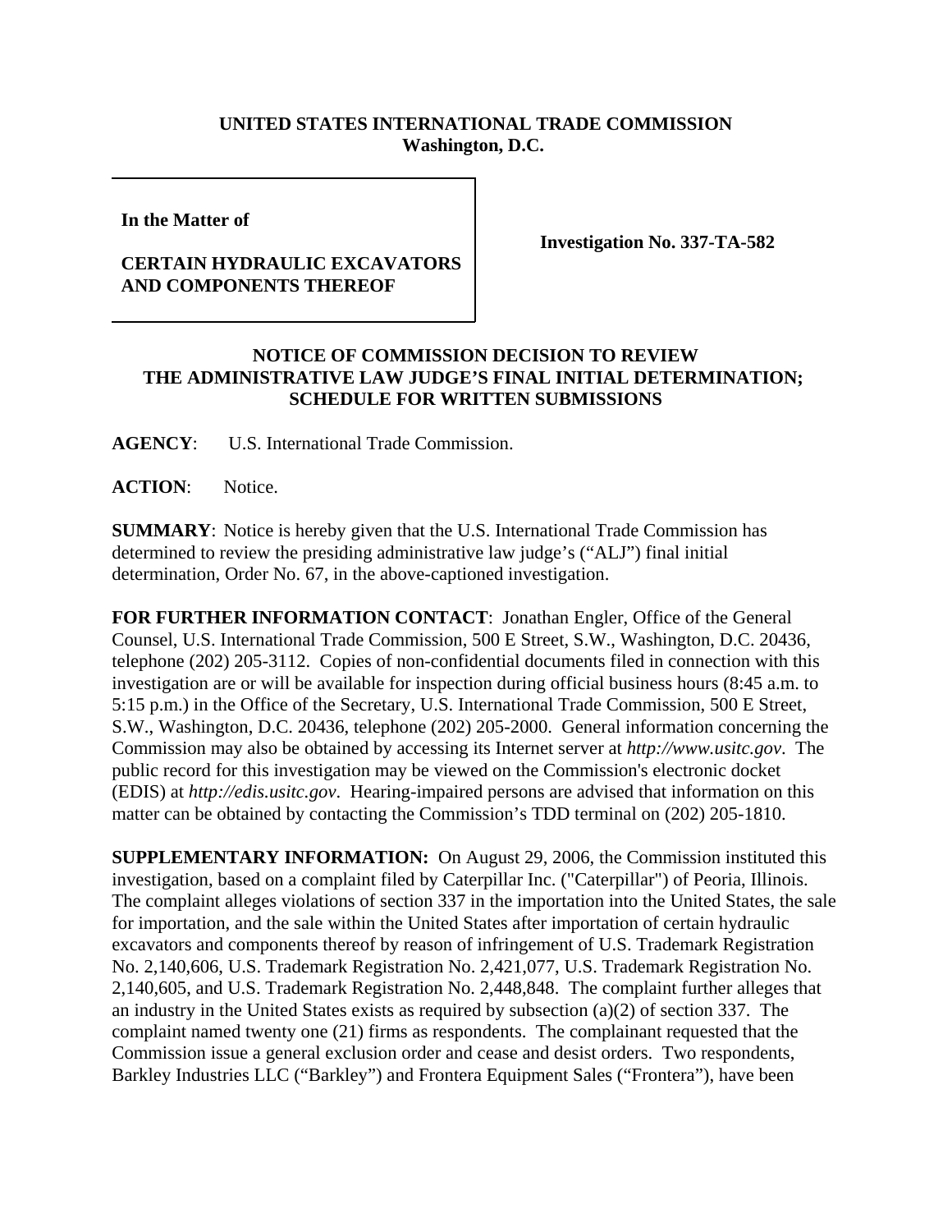**UNITED STATES INTERNATIONAL TRADE COMMISSION**
**Washington, D.C.**

**In the Matter of**

**CERTAIN HYDRAULIC EXCAVATORS AND COMPONENTS THEREOF**

**Investigation No. 337-TA-582**

## NOTICE OF COMMISSION DECISION TO REVIEW THE ADMINISTRATIVE LAW JUDGE'S FINAL INITIAL DETERMINATION; SCHEDULE FOR WRITTEN SUBMISSIONS

**AGENCY**: U.S. International Trade Commission.

**ACTION**: Notice.

**SUMMARY**: Notice is hereby given that the U.S. International Trade Commission has determined to review the presiding administrative law judge's ("ALJ") final initial determination, Order No. 67, in the above-captioned investigation.

**FOR FURTHER INFORMATION CONTACT**: Jonathan Engler, Office of the General Counsel, U.S. International Trade Commission, 500 E Street, S.W., Washington, D.C. 20436, telephone (202) 205-3112. Copies of non-confidential documents filed in connection with this investigation are or will be available for inspection during official business hours (8:45 a.m. to 5:15 p.m.) in the Office of the Secretary, U.S. International Trade Commission, 500 E Street, S.W., Washington, D.C. 20436, telephone (202) 205-2000. General information concerning the Commission may also be obtained by accessing its Internet server at *http://www.usitc.gov*. The public record for this investigation may be viewed on the Commission's electronic docket (EDIS) at *http://edis.usitc.gov*. Hearing-impaired persons are advised that information on this matter can be obtained by contacting the Commission's TDD terminal on (202) 205-1810.

**SUPPLEMENTARY INFORMATION:** On August 29, 2006, the Commission instituted this investigation, based on a complaint filed by Caterpillar Inc. ("Caterpillar") of Peoria, Illinois. The complaint alleges violations of section 337 in the importation into the United States, the sale for importation, and the sale within the United States after importation of certain hydraulic excavators and components thereof by reason of infringement of U.S. Trademark Registration No. 2,140,606, U.S. Trademark Registration No. 2,421,077, U.S. Trademark Registration No. 2,140,605, and U.S. Trademark Registration No. 2,448,848. The complaint further alleges that an industry in the United States exists as required by subsection (a)(2) of section 337. The complaint named twenty one (21) firms as respondents. The complainant requested that the Commission issue a general exclusion order and cease and desist orders. Two respondents, Barkley Industries LLC ("Barkley") and Frontera Equipment Sales ("Frontera"), have been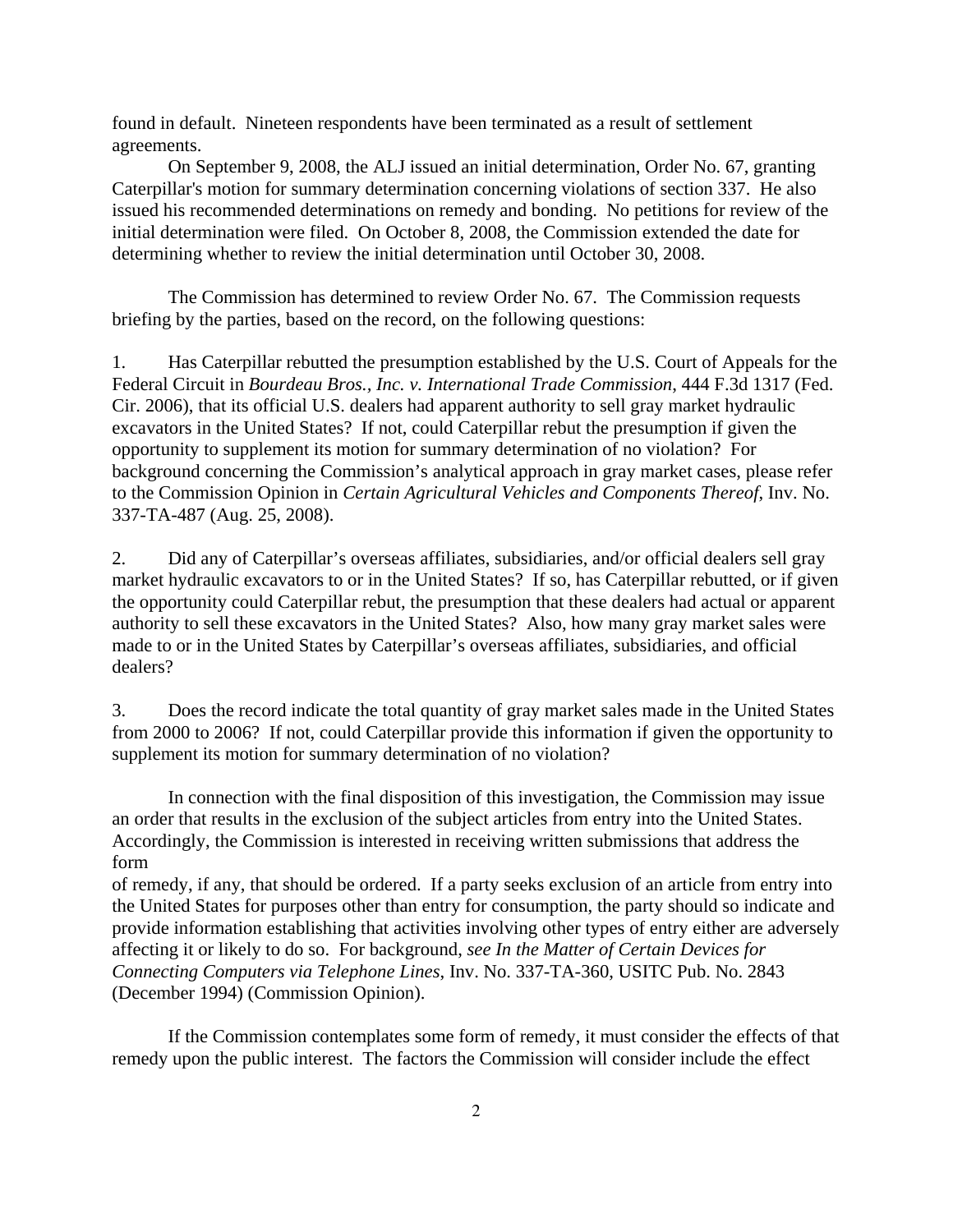found in default. Nineteen respondents have been terminated as a result of settlement agreements.

On September 9, 2008, the ALJ issued an initial determination, Order No. 67, granting Caterpillar's motion for summary determination concerning violations of section 337. He also issued his recommended determinations on remedy and bonding. No petitions for review of the initial determination were filed. On October 8, 2008, the Commission extended the date for determining whether to review the initial determination until October 30, 2008.

The Commission has determined to review Order No. 67. The Commission requests briefing by the parties, based on the record, on the following questions:

1. Has Caterpillar rebutted the presumption established by the U.S. Court of Appeals for the Federal Circuit in *Bourdeau Bros., Inc. v. International Trade Commission*, 444 F.3d 1317 (Fed. Cir. 2006), that its official U.S. dealers had apparent authority to sell gray market hydraulic excavators in the United States? If not, could Caterpillar rebut the presumption if given the opportunity to supplement its motion for summary determination of no violation? For background concerning the Commission's analytical approach in gray market cases, please refer to the Commission Opinion in *Certain Agricultural Vehicles and Components Thereof*, Inv. No. 337-TA-487 (Aug. 25, 2008).

2. Did any of Caterpillar's overseas affiliates, subsidiaries, and/or official dealers sell gray market hydraulic excavators to or in the United States? If so, has Caterpillar rebutted, or if given the opportunity could Caterpillar rebut, the presumption that these dealers had actual or apparent authority to sell these excavators in the United States? Also, how many gray market sales were made to or in the United States by Caterpillar's overseas affiliates, subsidiaries, and official dealers?

3. Does the record indicate the total quantity of gray market sales made in the United States from 2000 to 2006? If not, could Caterpillar provide this information if given the opportunity to supplement its motion for summary determination of no violation?

In connection with the final disposition of this investigation, the Commission may issue an order that results in the exclusion of the subject articles from entry into the United States. Accordingly, the Commission is interested in receiving written submissions that address the form of remedy, if any, that should be ordered. If a party seeks exclusion of an article from entry into the United States for purposes other than entry for consumption, the party should so indicate and provide information establishing that activities involving other types of entry either are adversely affecting it or likely to do so. For background, *see In the Matter of Certain Devices for Connecting Computers via Telephone Lines*, Inv. No. 337-TA-360, USITC Pub. No. 2843 (December 1994) (Commission Opinion).

If the Commission contemplates some form of remedy, it must consider the effects of that remedy upon the public interest. The factors the Commission will consider include the effect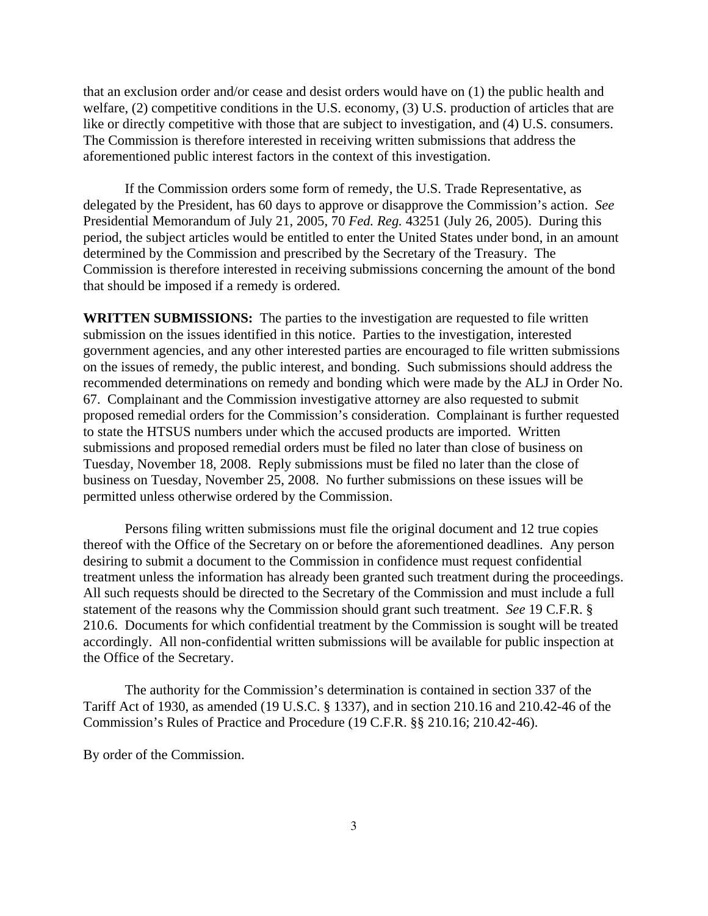that an exclusion order and/or cease and desist orders would have on (1) the public health and welfare, (2) competitive conditions in the U.S. economy, (3) U.S. production of articles that are like or directly competitive with those that are subject to investigation, and (4) U.S. consumers. The Commission is therefore interested in receiving written submissions that address the aforementioned public interest factors in the context of this investigation.

If the Commission orders some form of remedy, the U.S. Trade Representative, as delegated by the President, has 60 days to approve or disapprove the Commission's action. *See* Presidential Memorandum of July 21, 2005, 70 *Fed. Reg.* 43251 (July 26, 2005). During this period, the subject articles would be entitled to enter the United States under bond, in an amount determined by the Commission and prescribed by the Secretary of the Treasury. The Commission is therefore interested in receiving submissions concerning the amount of the bond that should be imposed if a remedy is ordered.

**WRITTEN SUBMISSIONS:** The parties to the investigation are requested to file written submission on the issues identified in this notice. Parties to the investigation, interested government agencies, and any other interested parties are encouraged to file written submissions on the issues of remedy, the public interest, and bonding. Such submissions should address the recommended determinations on remedy and bonding which were made by the ALJ in Order No. 67. Complainant and the Commission investigative attorney are also requested to submit proposed remedial orders for the Commission's consideration. Complainant is further requested to state the HTSUS numbers under which the accused products are imported. Written submissions and proposed remedial orders must be filed no later than close of business on Tuesday, November 18, 2008. Reply submissions must be filed no later than the close of business on Tuesday, November 25, 2008. No further submissions on these issues will be permitted unless otherwise ordered by the Commission.

Persons filing written submissions must file the original document and 12 true copies thereof with the Office of the Secretary on or before the aforementioned deadlines. Any person desiring to submit a document to the Commission in confidence must request confidential treatment unless the information has already been granted such treatment during the proceedings. All such requests should be directed to the Secretary of the Commission and must include a full statement of the reasons why the Commission should grant such treatment. *See* 19 C.F.R. § 210.6. Documents for which confidential treatment by the Commission is sought will be treated accordingly. All non-confidential written submissions will be available for public inspection at the Office of the Secretary.

The authority for the Commission's determination is contained in section 337 of the Tariff Act of 1930, as amended (19 U.S.C. § 1337), and in section 210.16 and 210.42-46 of the Commission's Rules of Practice and Procedure (19 C.F.R. §§ 210.16; 210.42-46).

By order of the Commission.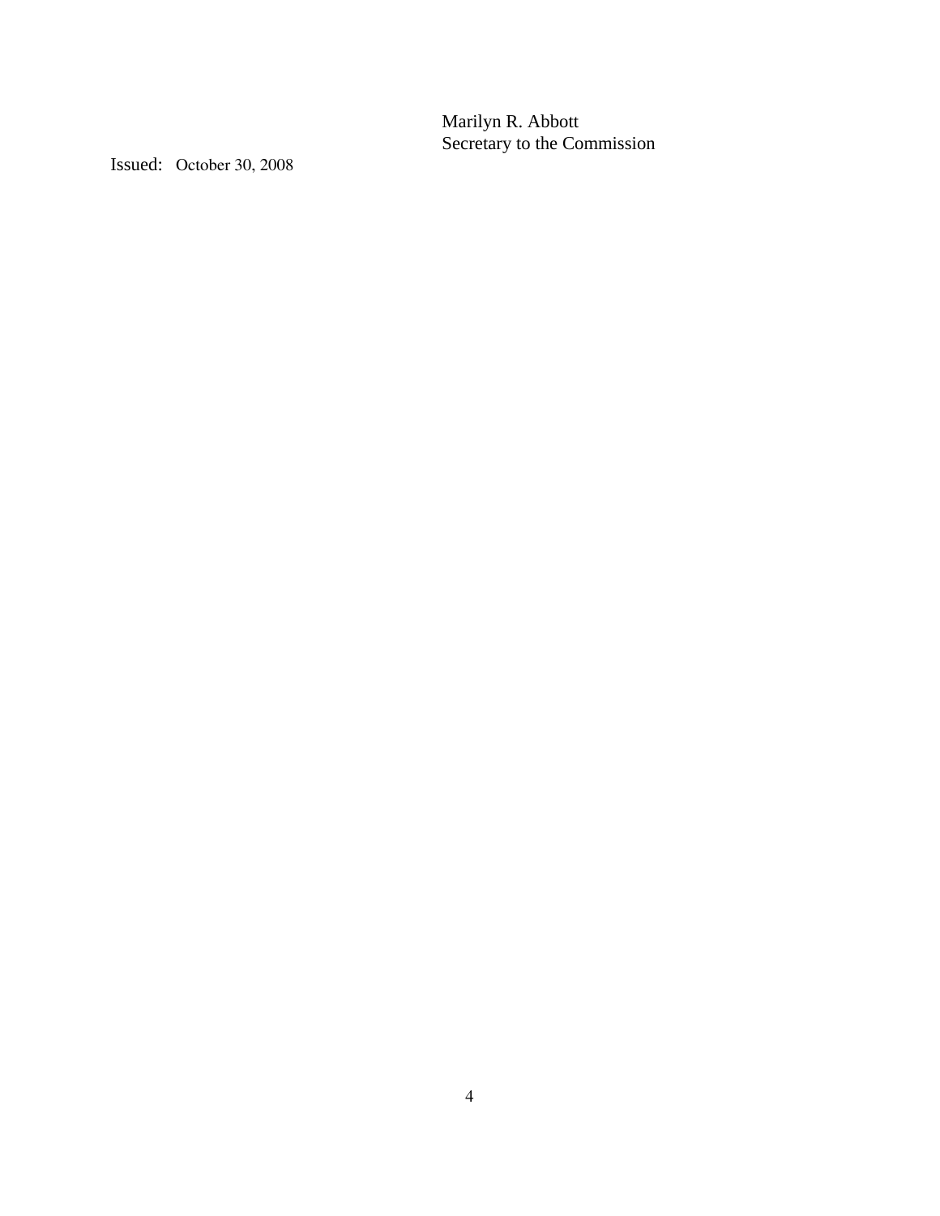Marilyn R. Abbott
Secretary to the Commission

Issued: October 30, 2008